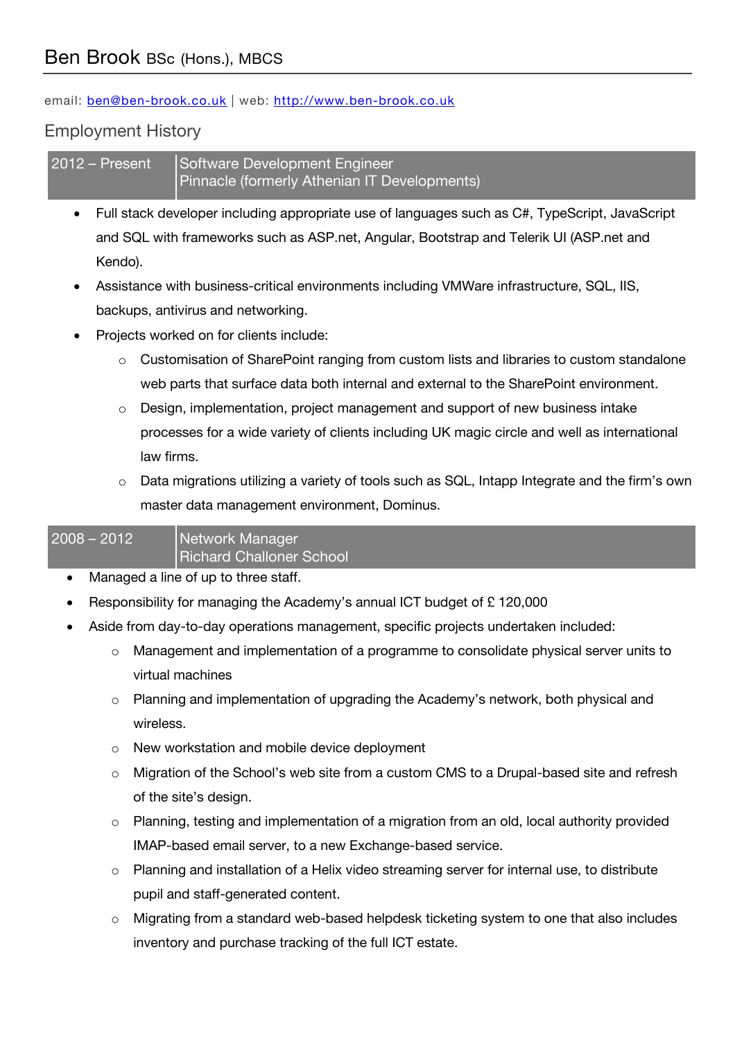# Ben Brook BSc (Hons.), MBCS

email: [ben@ben-brook.co.uk](mailto:ben@ben-brook.co.uk) | web: [http://www.ben-brook.co.uk](http://www.ben-brook.co.uk)

## Employment History

### 2012 – Present | Software Development Engineer
**Pinnacle (formerly Athenian IT Developments)**

- Full stack developer including appropriate use of languages such as C#, TypeScript, JavaScript and SQL with frameworks such as ASP.net, Angular, Bootstrap and Telerik UI (ASP.net and Kendo).
- Assistance with business-critical environments including VMWare infrastructure, SQL, IIS, backups, antivirus and networking.
- Projects worked on for clients include:
  - Customisation of SharePoint ranging from custom lists and libraries to custom standalone web parts that surface data both internal and external to the SharePoint environment.
  - Design, implementation, project management and support of new business intake processes for a wide variety of clients including UK magic circle and well as international law firms.
  - Data migrations utilizing a variety of tools such as SQL, Intapp Integrate and the firm's own master data management environment, Dominus.

### 2008 – 2012 | Network Manager
**Richard Challoner School**

- Managed a line of up to three staff.
- Responsibility for managing the Academy's annual ICT budget of £ 120,000
- Aside from day-to-day operations management, specific projects undertaken included:
  - Management and implementation of a programme to consolidate physical server units to virtual machines
  - Planning and implementation of upgrading the Academy's network, both physical and wireless.
  - New workstation and mobile device deployment
  - Migration of the School's web site from a custom CMS to a Drupal-based site and refresh of the site's design.
  - Planning, testing and implementation of a migration from an old, local authority provided IMAP-based email server, to a new Exchange-based service.
  - Planning and installation of a Helix video streaming server for internal use, to distribute pupil and staff-generated content.
  - Migrating from a standard web-based helpdesk ticketing system to one that also includes inventory and purchase tracking of the full ICT estate.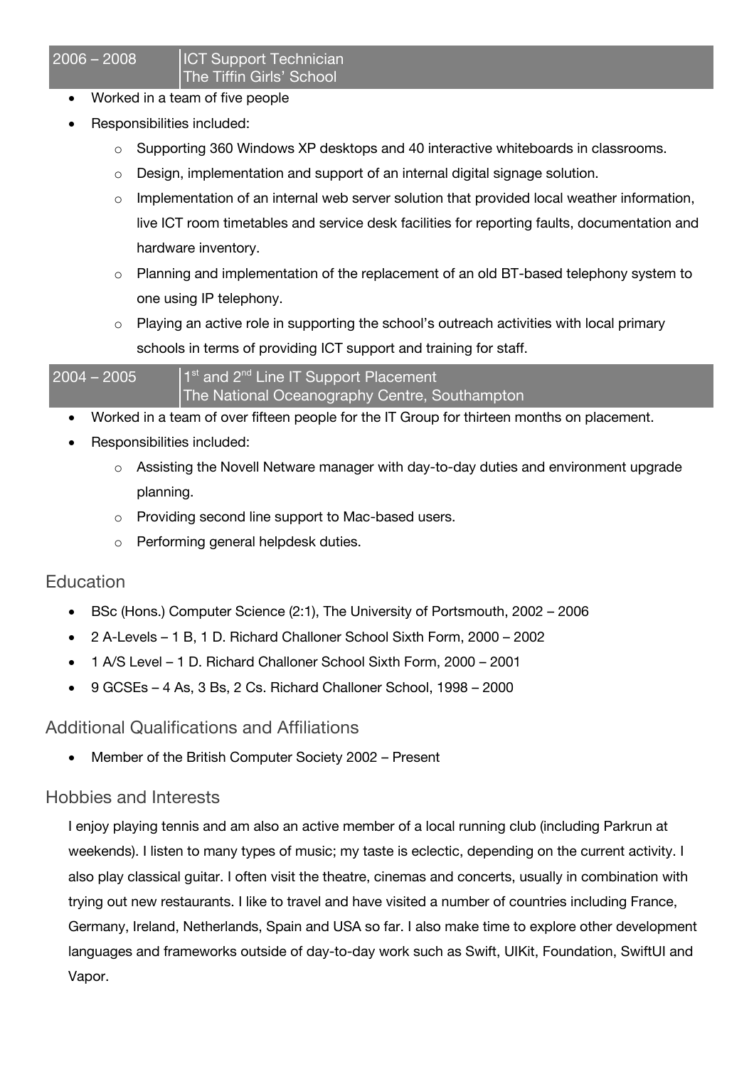| | |
|---|---|
| 2006 – 2008 | ICT Support Technician<br>The Tiffin Girls' School |

- Worked in a team of five people
- Responsibilities included:
  - Supporting 360 Windows XP desktops and 40 interactive whiteboards in classrooms.
  - Design, implementation and support of an internal digital signage solution.
  - Implementation of an internal web server solution that provided local weather information, live ICT room timetables and service desk facilities for reporting faults, documentation and hardware inventory.
  - Planning and implementation of the replacement of an old BT-based telephony system to one using IP telephony.
  - Playing an active role in supporting the school's outreach activities with local primary schools in terms of providing ICT support and training for staff.

| | |
|---|---|
| 2004 – 2005 | 1st and 2nd Line IT Support Placement<br>The National Oceanography Centre, Southampton |

- Worked in a team of over fifteen people for the IT Group for thirteen months on placement.
- Responsibilities included:
  - Assisting the Novell Netware manager with day-to-day duties and environment upgrade planning.
  - Providing second line support to Mac-based users.
  - Performing general helpdesk duties.

## Education

- BSc (Hons.) Computer Science (2:1), The University of Portsmouth, 2002 – 2006
- 2 A-Levels – 1 B, 1 D. Richard Challoner School Sixth Form, 2000 – 2002
- 1 A/S Level – 1 D. Richard Challoner School Sixth Form, 2000 – 2001
- 9 GCSEs – 4 As, 3 Bs, 2 Cs. Richard Challoner School, 1998 – 2000

## Additional Qualifications and Affiliations

- Member of the British Computer Society 2002 – Present

## Hobbies and Interests

I enjoy playing tennis and am also an active member of a local running club (including Parkrun at weekends). I listen to many types of music; my taste is eclectic, depending on the current activity. I also play classical guitar. I often visit the theatre, cinemas and concerts, usually in combination with trying out new restaurants. I like to travel and have visited a number of countries including France, Germany, Ireland, Netherlands, Spain and USA so far. I also make time to explore other development languages and frameworks outside of day-to-day work such as Swift, UIKit, Foundation, SwiftUI and Vapor.